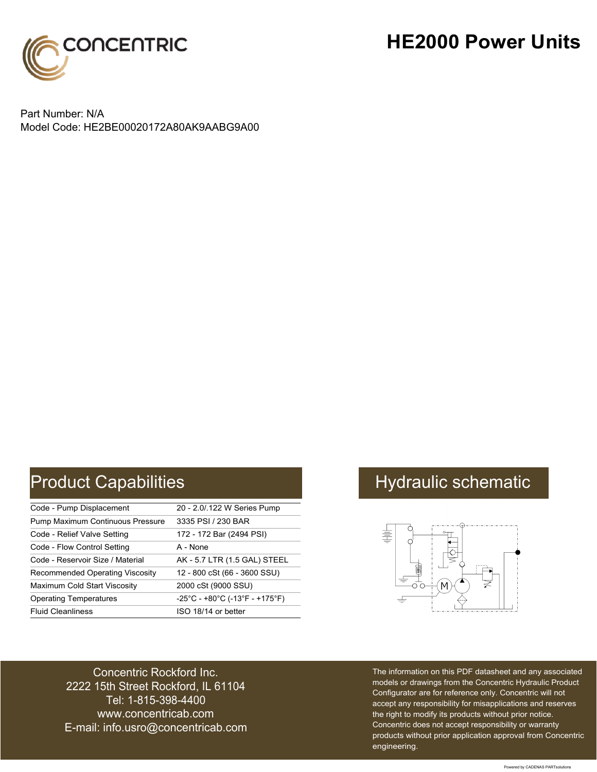# HE2000 Power Units

Part Number: N/A
Model Code: HE2BE00020172A80AK9AABG9A00

## Product Capabilities

| | |
|---|---|
| Code - Pump Displacement | 20 - 2.0/.122 W Series Pump |
| Pump Maximum Continuous Pressure | 3335 PSI / 230 BAR |
| Code - Relief Valve Setting | 172 - 172 Bar (2494 PSI) |
| Code - Flow Control Setting | A - None |
| Code - Reservoir Size / Material | AK - 5.7 LTR (1.5 GAL) STEEL |
| Recommended Operating Viscosity | 12 - 800 cSt (66 - 3600 SSU) |
| Maximum Cold Start Viscosity | 2000 cSt (9000 SSU) |
| Operating Temperatures | -25°C - +80°C (-13°F - +175°F) |
| Fluid Cleanliness | ISO 18/14 or better |

## Hydraulic schematic

Concentric Rockford Inc.
2222 15th Street Rockford, IL 61104
Tel: 1-815-398-4400
www.concentricab.com
E-mail: info.usro@concentricab.com

The information on this PDF datasheet and any associated models or drawings from the Concentric Hydraulic Product Configurator are for reference only. Concentric will not accept any responsibility for misapplications and reserves the right to modify its products without prior notice. Concentric does not accept responsibility or warranty products without prior application approval from Concentric engineering.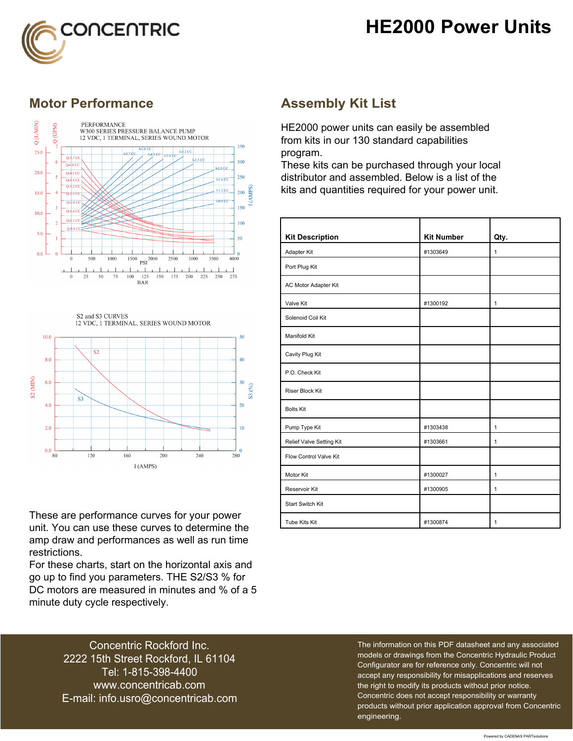# HE2000 Power Units

## Motor Performance

PERFORMANCE
W300 SERIES PRESSURE BALANCE PUMP
12 VDC, 1 TERMINAL, SERIES WOUND MOTOR

S2 and S3 CURVES
12 VDC, 1 TERMINAL, SERIES WOUND MOTOR

These are performance curves for your power unit. You can use these curves to determine the amp draw and performances as well as run time restrictions.
For these charts, start on the horizontal axis and go up to find you parameters. THE S2/S3 % for DC motors are measured in minutes and % of a 5 minute duty cycle respectively.

## Assembly Kit List

HE2000 power units can easily be assembled from kits in our 130 standard capabilities program.
These kits can be purchased through your local distributor and assembled. Below is a list of the kits and quantities required for your power unit.

| Kit Description | Kit Number | Qty. |
|---|---|---|
| Adapter Kit | #1303649 | 1 |
| Port Plug Kit | | |
| AC Motor Adapter Kit | | |
| Valve Kit | #1300192 | 1 |
| Solenoid Coil Kit | | |
| Manifold Kit | | |
| Cavity Plug Kit | | |
| P.O. Check Kit | | |
| Riser Block Kit | | |
| Bolts Kit | | |
| Pump Type Kit | #1303438 | 1 |
| Relief Valve Setting Kit | #1303661 | 1 |
| Flow Control Valve Kit | | |
| Motor Kit | #1300027 | 1 |
| Reservoir Kit | #1300905 | 1 |
| Start Switch Kit | | |
| Tube Kits Kit | #1300874 | 1 |

Concentric Rockford Inc.
2222 15th Street Rockford, IL 61104
Tel: 1-815-398-4400
www.concentricab.com
E-mail: info.usro@concentricab.com

The information on this PDF datasheet and any associated models or drawings from the Concentric Hydraulic Product Configurator are for reference only. Concentric will not accept any responsibility for misapplications and reserves the right to modify its products without prior notice. Concentric does not accept responsibility or warranty products without prior application approval from Concentric engineering.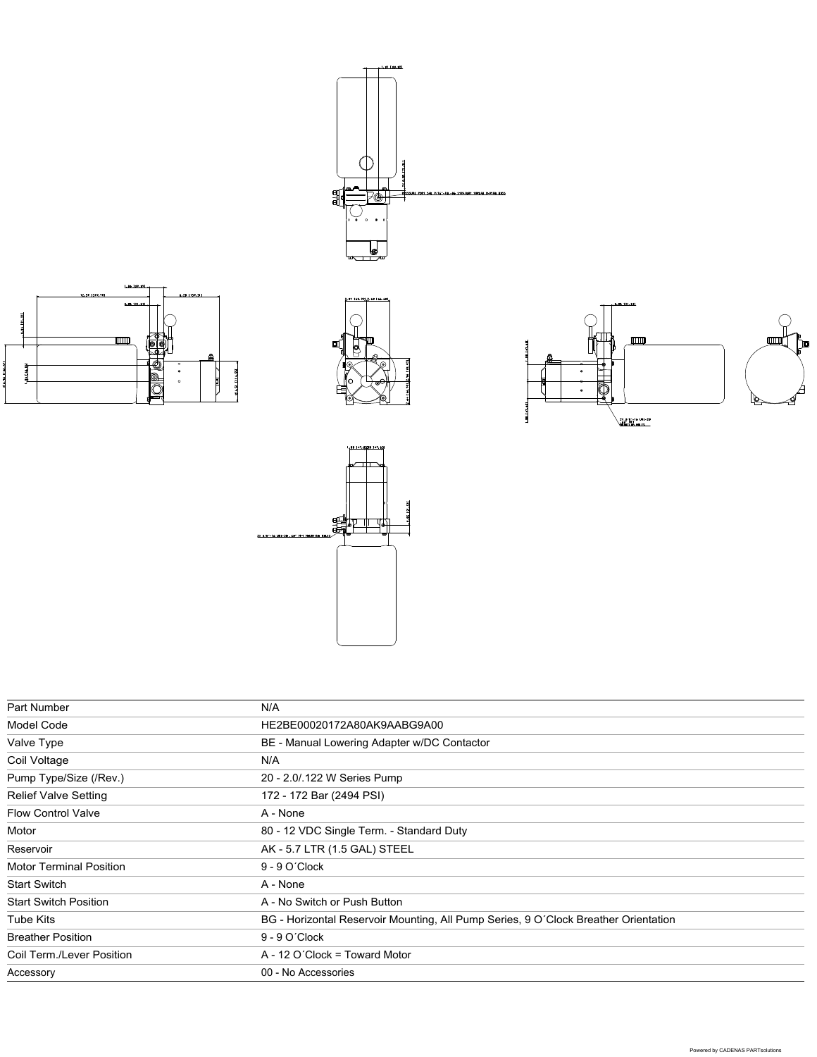| | |
|---|---|
| Part Number | N/A |
| Model Code | HE2BE00020172A80AK9AABG9A00 |
| Valve Type | BE - Manual Lowering Adapter w/DC Contactor |
| Coil Voltage | N/A |
| Pump Type/Size (/Rev.) | 20 - 2.0/.122 W Series Pump |
| Relief Valve Setting | 172 - 172 Bar (2494 PSI) |
| Flow Control Valve | A - None |
| Motor | 80 - 12 VDC Single Term. - Standard Duty |
| Reservoir | AK - 5.7 LTR (1.5 GAL) STEEL |
| Motor Terminal Position | 9 - 9 O´Clock |
| Start Switch | A - None |
| Start Switch Position | A - No Switch or Push Button |
| Tube Kits | BG - Horizontal Reservoir Mounting, All Pump Series, 9 O´Clock Breather Orientation |
| Breather Position | 9 - 9 O´Clock |
| Coil Term./Lever Position | A - 12 O´Clock = Toward Motor |
| Accessory | 00 - No Accessories |